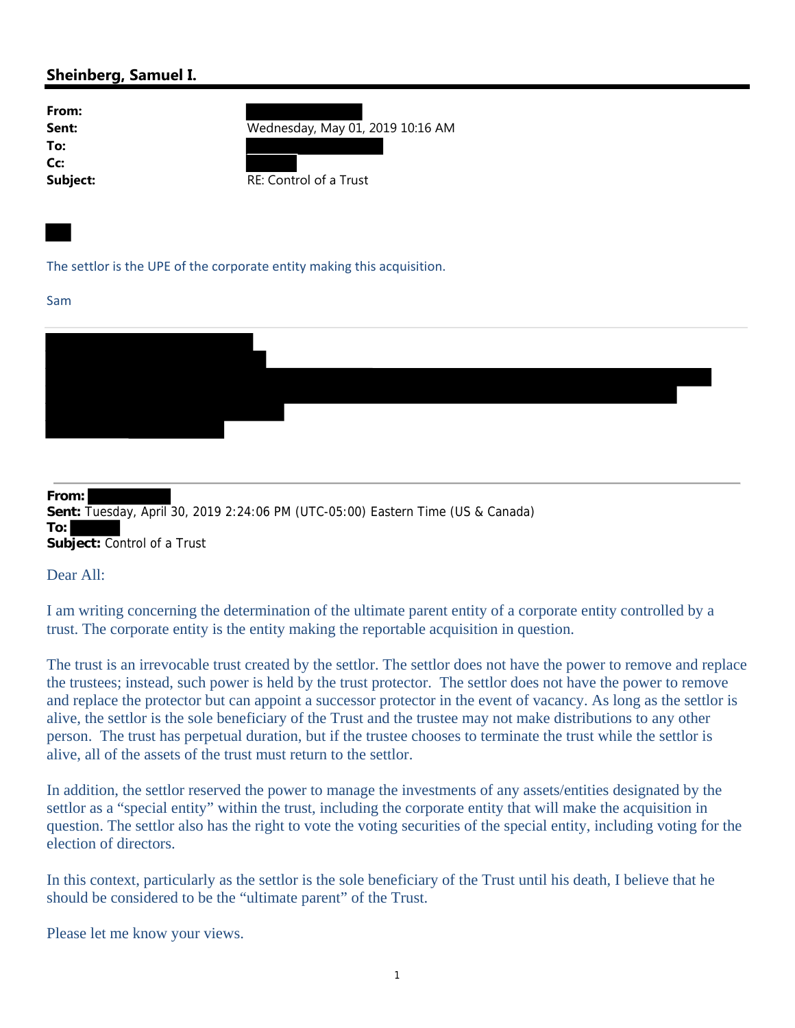## Sheinberg, Samuel I.

**From:**
**Sent:** Wednesday, May 01, 2019 10:16 AM
**To:**
**Cc:**
**Subject:** RE: Control of a Trust

The settlor is the UPE of the corporate entity making this acquisition.

Sam

---

**From:**
**Sent:** Tuesday, April 30, 2019 2:24:06 PM (UTC-05:00) Eastern Time (US & Canada)
**To:**
**Subject:** Control of a Trust

Dear All:

I am writing concerning the determination of the ultimate parent entity of a corporate entity controlled by a trust. The corporate entity is the entity making the reportable acquisition in question.

The trust is an irrevocable trust created by the settlor. The settlor does not have the power to remove and replace the trustees; instead, such power is held by the trust protector. The settlor does not have the power to remove and replace the protector but can appoint a successor protector in the event of vacancy. As long as the settlor is alive, the settlor is the sole beneficiary of the Trust and the trustee may not make distributions to any other person. The trust has perpetual duration, but if the trustee chooses to terminate the trust while the settlor is alive, all of the assets of the trust must return to the settlor.

In addition, the settlor reserved the power to manage the investments of any assets/entities designated by the settlor as a "special entity" within the trust, including the corporate entity that will make the acquisition in question. The settlor also has the right to vote the voting securities of the special entity, including voting for the election of directors.

In this context, particularly as the settlor is the sole beneficiary of the Trust until his death, I believe that he should be considered to be the "ultimate parent" of the Trust.

Please let me know your views.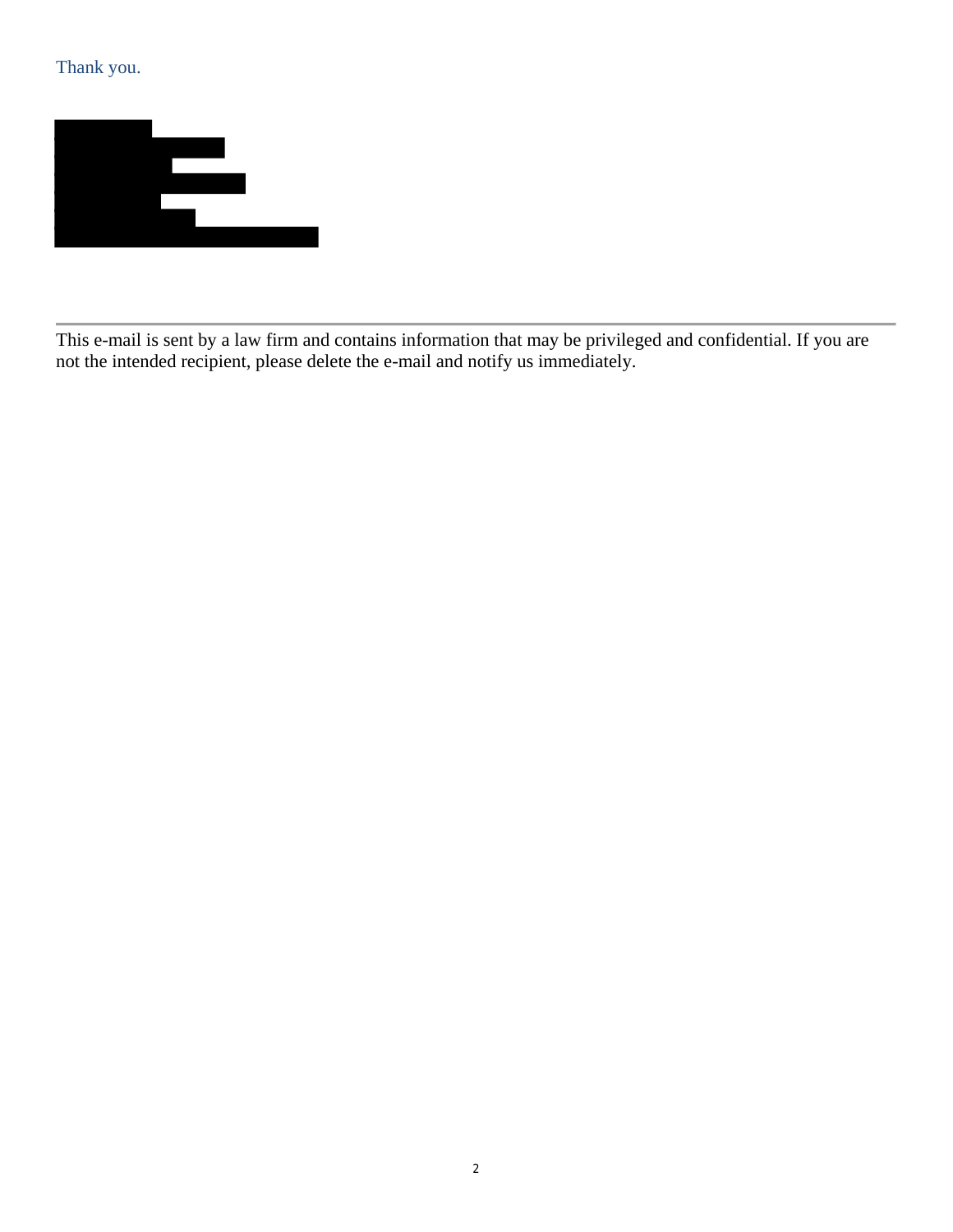Thank you.

---

This e-mail is sent by a law firm and contains information that may be privileged and confidential. If you are not the intended recipient, please delete the e-mail and notify us immediately.